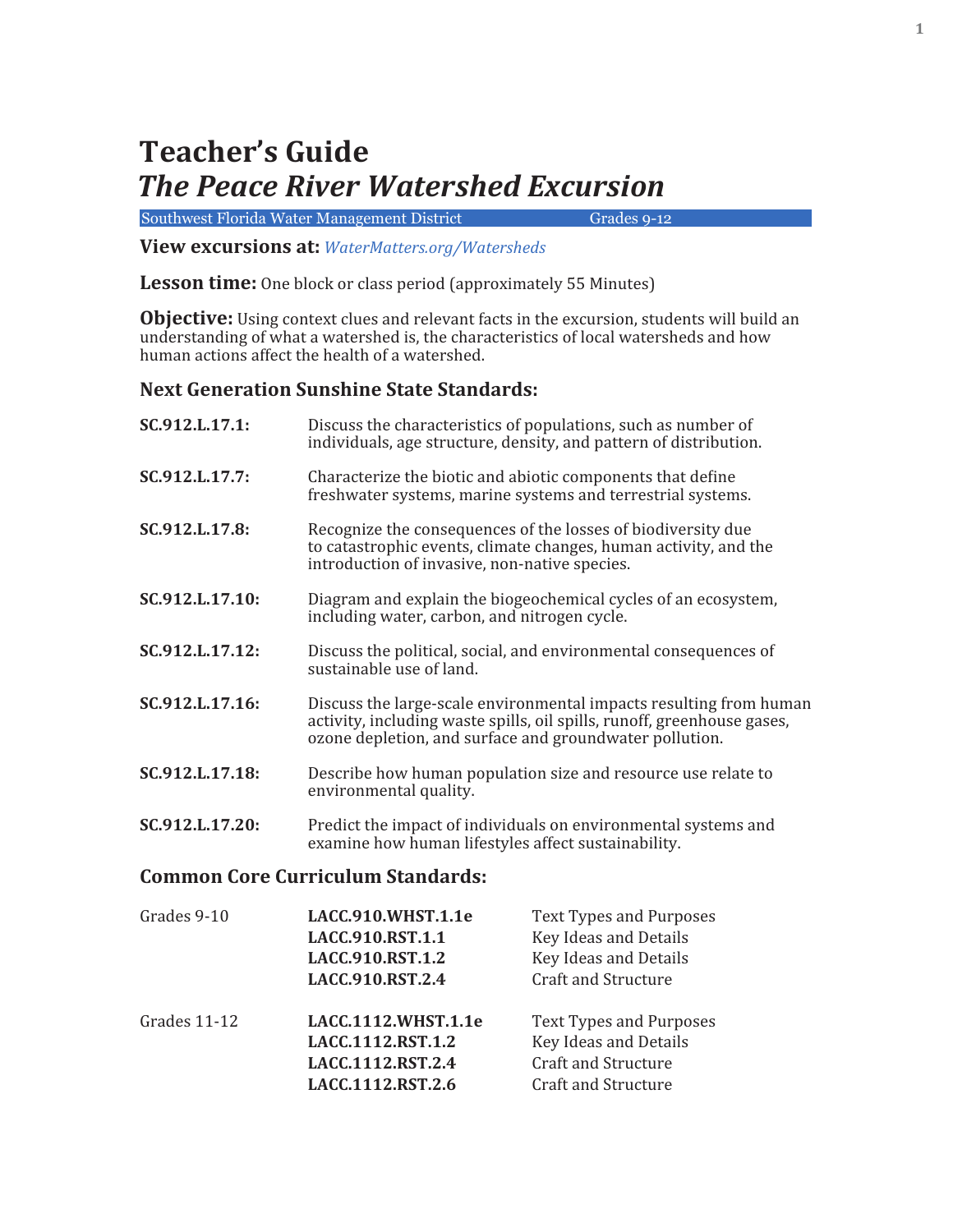# Teacher's Guide
# *The Peace River Watershed Excursion*

Southwest Florida Water Management District — Grades 9-12

**View excursions at:** *WaterMatters.org/Watersheds*

**Lesson time:** One block or class period (approximately 55 Minutes)

**Objective:** Using context clues and relevant facts in the excursion, students will build an understanding of what a watershed is, the characteristics of local watersheds and how human actions affect the health of a watershed.

### Next Generation Sunshine State Standards:

| | |
|---|---|
| **SC.912.L.17.1:** | Discuss the characteristics of populations, such as number of individuals, age structure, density, and pattern of distribution. |
| **SC.912.L.17.7:** | Characterize the biotic and abiotic components that define freshwater systems, marine systems and terrestrial systems. |
| **SC.912.L.17.8:** | Recognize the consequences of the losses of biodiversity due to catastrophic events, climate changes, human activity, and the introduction of invasive, non-native species. |
| **SC.912.L.17.10:** | Diagram and explain the biogeochemical cycles of an ecosystem, including water, carbon, and nitrogen cycle. |
| **SC.912.L.17.12:** | Discuss the political, social, and environmental consequences of sustainable use of land. |
| **SC.912.L.17.16:** | Discuss the large-scale environmental impacts resulting from human activity, including waste spills, oil spills, runoff, greenhouse gases, ozone depletion, and surface and groundwater pollution. |
| **SC.912.L.17.18:** | Describe how human population size and resource use relate to environmental quality. |
| **SC.912.L.17.20:** | Predict the impact of individuals on environmental systems and examine how human lifestyles affect sustainability. |

### Common Core Curriculum Standards:

| | | |
|---|---|---|
| Grades 9-10 | **LACC.910.WHST.1.1e** | Text Types and Purposes |
| | **LACC.910.RST.1.1** | Key Ideas and Details |
| | **LACC.910.RST.1.2** | Key Ideas and Details |
| | **LACC.910.RST.2.4** | Craft and Structure |
| Grades 11-12 | **LACC.1112.WHST.1.1e** | Text Types and Purposes |
| | **LACC.1112.RST.1.2** | Key Ideas and Details |
| | **LACC.1112.RST.2.4** | Craft and Structure |
| | **LACC.1112.RST.2.6** | Craft and Structure |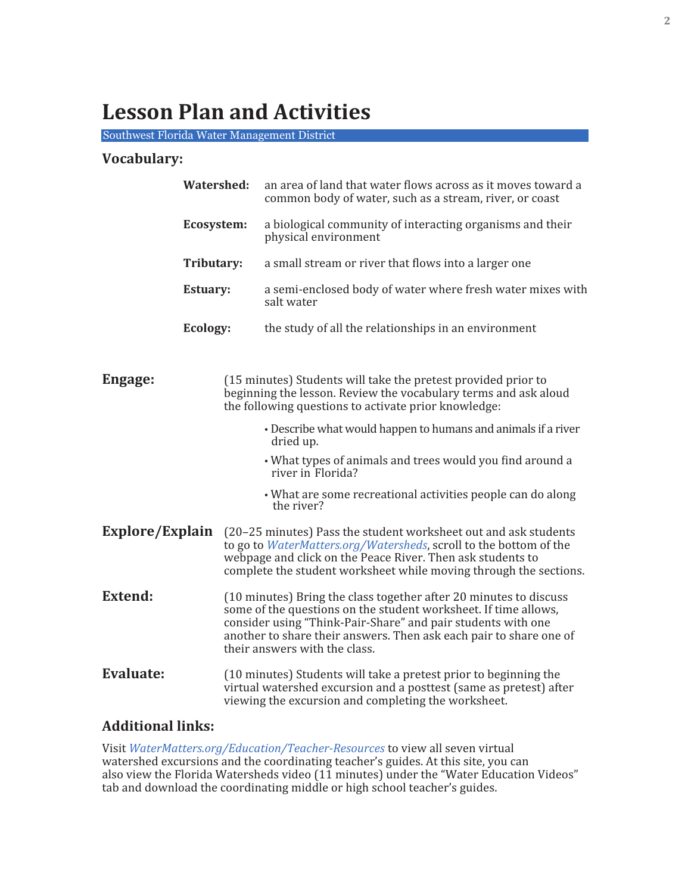# Lesson Plan and Activities

Southwest Florida Water Management District

## Vocabulary:

**Watershed:** an area of land that water flows across as it moves toward a common body of water, such as a stream, river, or coast

**Ecosystem:** a biological community of interacting organisms and their physical environment

**Tributary:** a small stream or river that flows into a larger one

**Estuary:** a semi-enclosed body of water where fresh water mixes with salt water

**Ecology:** the study of all the relationships in an environment

**Engage:** (15 minutes) Students will take the pretest provided prior to beginning the lesson. Review the vocabulary terms and ask aloud the following questions to activate prior knowledge:

- Describe what would happen to humans and animals if a river dried up.
- What types of animals and trees would you find around a river in Florida?
- What are some recreational activities people can do along the river?

**Explore/Explain** (20–25 minutes) Pass the student worksheet out and ask students to go to *WaterMatters.org/Watersheds*, scroll to the bottom of the webpage and click on the Peace River. Then ask students to complete the student worksheet while moving through the sections.

**Extend:** (10 minutes) Bring the class together after 20 minutes to discuss some of the questions on the student worksheet. If time allows, consider using "Think-Pair-Share" and pair students with one another to share their answers. Then ask each pair to share one of their answers with the class.

**Evaluate:** (10 minutes) Students will take a pretest prior to beginning the virtual watershed excursion and a posttest (same as pretest) after viewing the excursion and completing the worksheet.

## Additional links:

Visit *WaterMatters.org/Education/Teacher-Resources* to view all seven virtual watershed excursions and the coordinating teacher's guides. At this site, you can also view the Florida Watersheds video (11 minutes) under the "Water Education Videos" tab and download the coordinating middle or high school teacher's guides.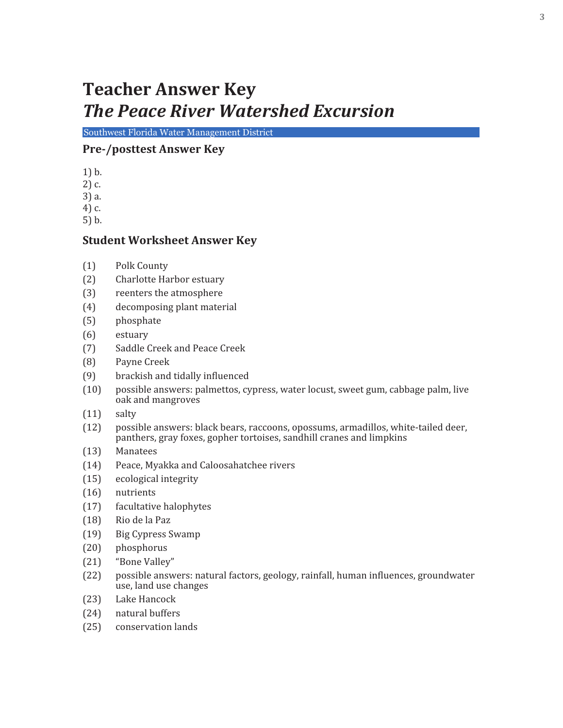# Teacher Answer Key
# *The Peace River Watershed Excursion*

Southwest Florida Water Management District

## Pre-/posttest Answer Key

1) b.
2) c.
3) a.
4) c.
5) b.

## Student Worksheet Answer Key

(1) Polk County
(2) Charlotte Harbor estuary
(3) reenters the atmosphere
(4) decomposing plant material
(5) phosphate
(6) estuary
(7) Saddle Creek and Peace Creek
(8) Payne Creek
(9) brackish and tidally influenced
(10) possible answers: palmettos, cypress, water locust, sweet gum, cabbage palm, live oak and mangroves
(11) salty
(12) possible answers: black bears, raccoons, opossums, armadillos, white-tailed deer, panthers, gray foxes, gopher tortoises, sandhill cranes and limpkins
(13) Manatees
(14) Peace, Myakka and Caloosahatchee rivers
(15) ecological integrity
(16) nutrients
(17) facultative halophytes
(18) Rio de la Paz
(19) Big Cypress Swamp
(20) phosphorus
(21) "Bone Valley"
(22) possible answers: natural factors, geology, rainfall, human influences, groundwater use, land use changes
(23) Lake Hancock
(24) natural buffers
(25) conservation lands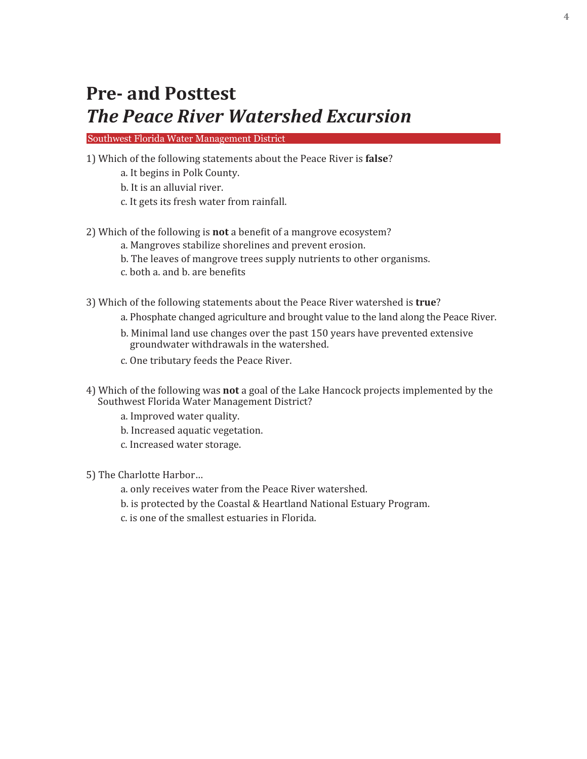# Pre- and Posttest
## *The Peace River Watershed Excursion*

Southwest Florida Water Management District

1) Which of the following statements about the Peace River is **false**?
   - a. It begins in Polk County.
   - b. It is an alluvial river.
   - c. It gets its fresh water from rainfall.

2) Which of the following is **not** a benefit of a mangrove ecosystem?
   - a. Mangroves stabilize shorelines and prevent erosion.
   - b. The leaves of mangrove trees supply nutrients to other organisms.
   - c. both a. and b. are benefits

3) Which of the following statements about the Peace River watershed is **true**?
   - a. Phosphate changed agriculture and brought value to the land along the Peace River.
   - b. Minimal land use changes over the past 150 years have prevented extensive groundwater withdrawals in the watershed.
   - c. One tributary feeds the Peace River.

4) Which of the following was **not** a goal of the Lake Hancock projects implemented by the Southwest Florida Water Management District?
   - a. Improved water quality.
   - b. Increased aquatic vegetation.
   - c. Increased water storage.

5) The Charlotte Harbor…
   - a. only receives water from the Peace River watershed.
   - b. is protected by the Coastal & Heartland National Estuary Program.
   - c. is one of the smallest estuaries in Florida.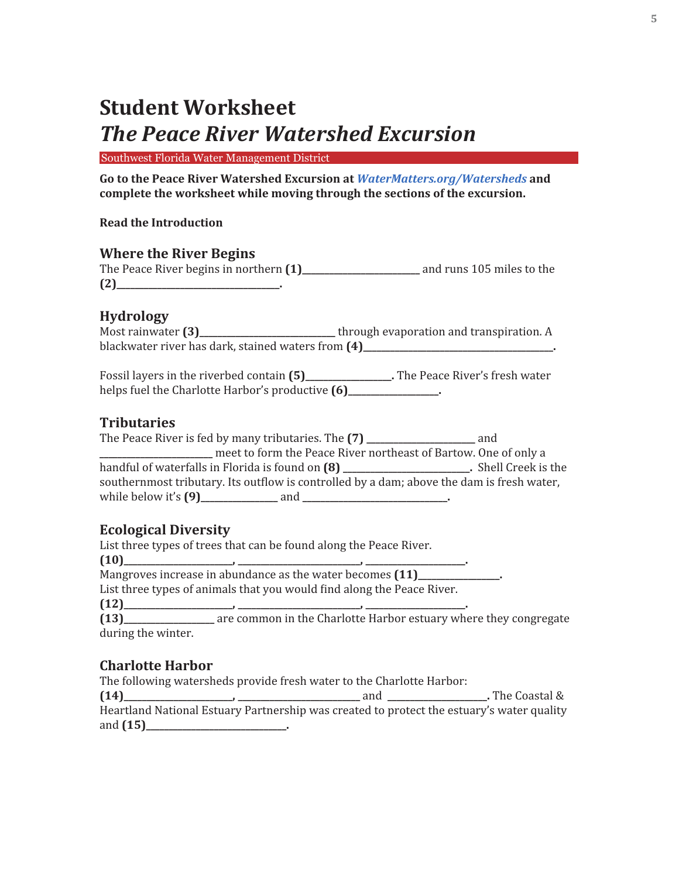# Student Worksheet

## *The Peace River Watershed Excursion*

Southwest Florida Water Management District

**Go to the Peace River Watershed Excursion at *WaterMatters.org/Watersheds* and complete the worksheet while moving through the sections of the excursion.**

**Read the Introduction**

### Where the River Begins

The Peace River begins in northern **(1)**______________________ and runs 105 miles to the **(2)**______________________________.

### Hydrology

Most rainwater **(3)**_________________________ through evaporation and transpiration. A blackwater river has dark, stained waters from **(4)**____________________________________.

Fossil layers in the riverbed contain **(5)**________________. The Peace River's fresh water helps fuel the Charlotte Harbor's productive **(6)**________________.

### Tributaries

The Peace River is fed by many tributaries. The **(7)** ____________________ and ______________________ meet to form the Peace River northeast of Bartow. One of only a handful of waterfalls in Florida is found on **(8)** ________________________. Shell Creek is the southernmost tributary. Its outflow is controlled by a dam; above the dam is fresh water, while below it's **(9)**______________ and ____________________________.

### Ecological Diversity

List three types of trees that can be found along the Peace River.

**(10)**____________________, ______________________, __________________.

Mangroves increase in abundance as the water becomes **(11)**______________.

List three types of animals that you would find along the Peace River.

**(12)**____________________, ______________________, __________________.

**(13)**________________ are common in the Charlotte Harbor estuary where they congregate during the winter.

### Charlotte Harbor

The following watersheds provide fresh water to the Charlotte Harbor:

**(14)**____________________, ______________________ and __________________. The Coastal & Heartland National Estuary Partnership was created to protect the estuary's water quality and **(15)**__________________________.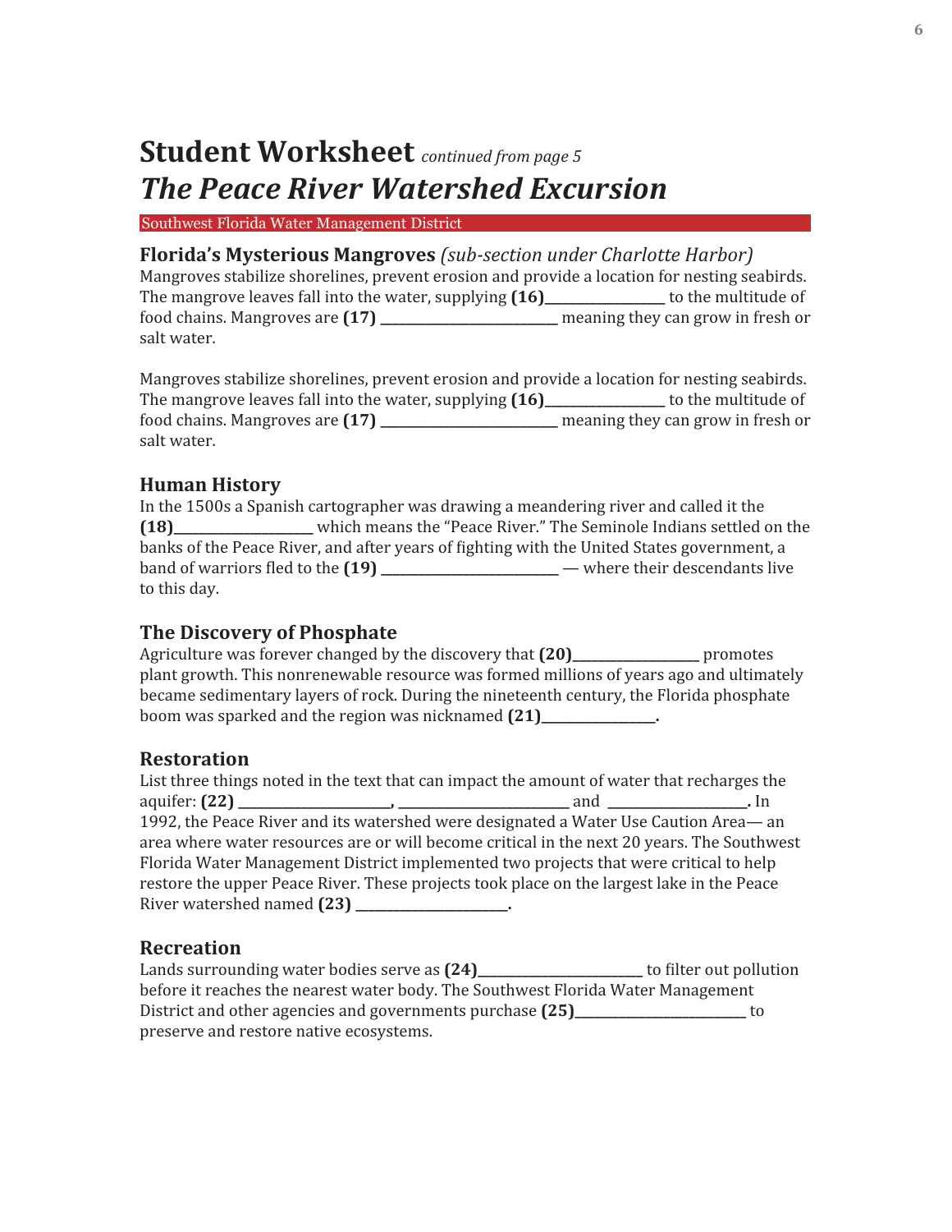# Student Worksheet *continued from page 5*

## *The Peace River Watershed Excursion*

Southwest Florida Water Management District

### Florida's Mysterious Mangroves *(sub-section under Charlotte Harbor)*

Mangroves stabilize shorelines, prevent erosion and provide a location for nesting seabirds. The mangrove leaves fall into the water, supplying **(16)**________________ to the multitude of food chains. Mangroves are **(17)** _________________________ meaning they can grow in fresh or salt water.

Mangroves stabilize shorelines, prevent erosion and provide a location for nesting seabirds. The mangrove leaves fall into the water, supplying **(16)**________________ to the multitude of food chains. Mangroves are **(17)** _________________________ meaning they can grow in fresh or salt water.

### Human History

In the 1500s a Spanish cartographer was drawing a meandering river and called it the **(18)**___________________ which means the "Peace River." The Seminole Indians settled on the banks of the Peace River, and after years of fighting with the United States government, a band of warriors fled to the **(19)** _________________________ — where their descendants live to this day.

### The Discovery of Phosphate

Agriculture was forever changed by the discovery that **(20)**_________________ promotes plant growth. This nonrenewable resource was formed millions of years ago and ultimately became sedimentary layers of rock. During the nineteenth century, the Florida phosphate boom was sparked and the region was nicknamed **(21)**_______________**.**

### Restoration

List three things noted in the text that can impact the amount of water that recharges the aquifer: **(22)** _____________________**,** ________________________ and ___________________**.** In 1992, the Peace River and its watershed were designated a Water Use Caution Area— an area where water resources are or will become critical in the next 20 years. The Southwest Florida Water Management District implemented two projects that were critical to help restore the upper Peace River. These projects took place on the largest lake in the Peace River watershed named **(23)** _____________________**.**

### Recreation

Lands surrounding water bodies serve as **(24)**_______________________ to filter out pollution before it reaches the nearest water body. The Southwest Florida Water Management District and other agencies and governments purchase **(25)**________________________ to preserve and restore native ecosystems.